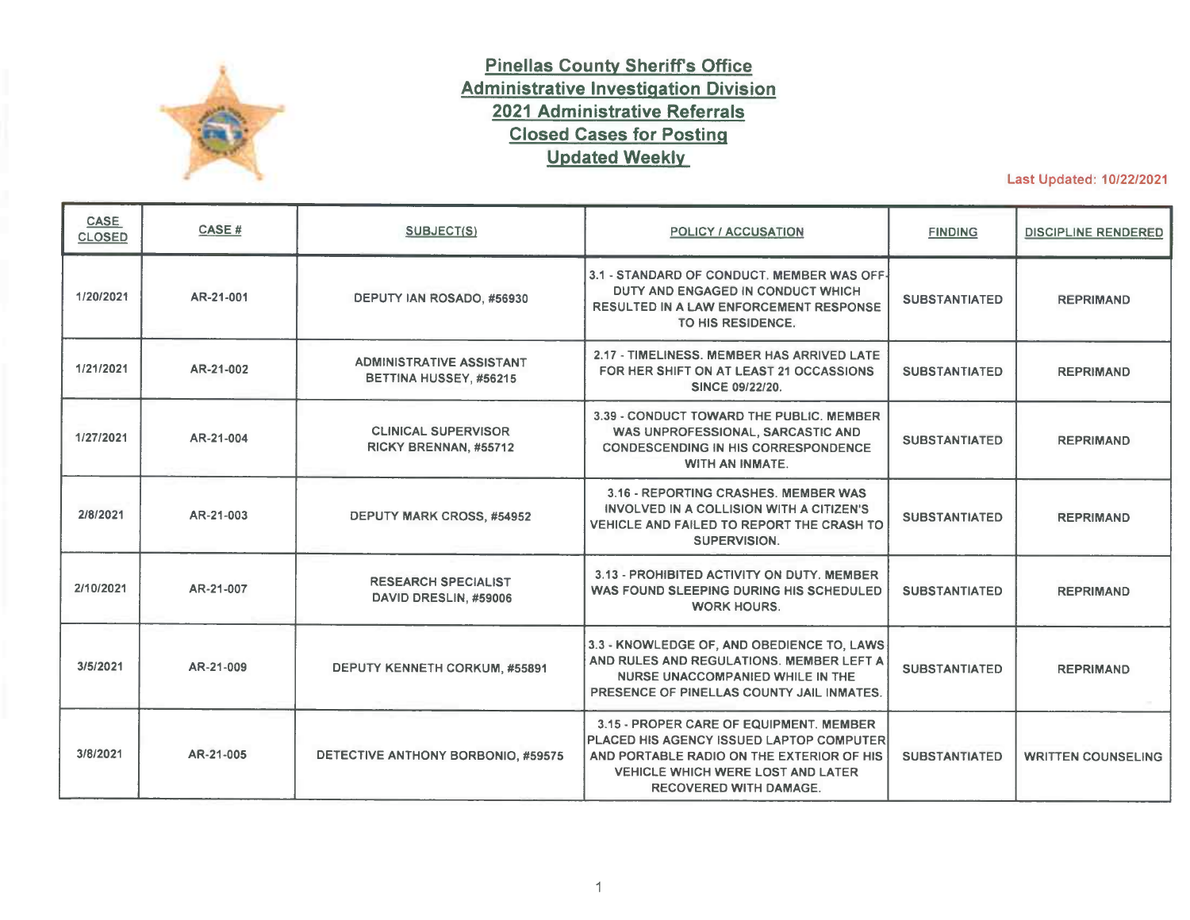# Pinellas County Sheriff's Office
## Administrative Investigation Division
## 2021 Administrative Referrals
## Closed Cases for Posting
## Updated Weekly

Last Updated: 10/22/2021

| CASE CLOSED | CASE # | SUBJECT(S) | POLICY / ACCUSATION | FINDING | DISCIPLINE RENDERED |
|---|---|---|---|---|---|
| 1/20/2021 | AR-21-001 | DEPUTY IAN ROSADO, #56930 | 3.1 - STANDARD OF CONDUCT. MEMBER WAS OFF-DUTY AND ENGAGED IN CONDUCT WHICH RESULTED IN A LAW ENFORCEMENT RESPONSE TO HIS RESIDENCE. | SUBSTANTIATED | REPRIMAND |
| 1/21/2021 | AR-21-002 | ADMINISTRATIVE ASSISTANT BETTINA HUSSEY, #56215 | 2.17 - TIMELINESS. MEMBER HAS ARRIVED LATE FOR HER SHIFT ON AT LEAST 21 OCCASSIONS SINCE 09/22/20. | SUBSTANTIATED | REPRIMAND |
| 1/27/2021 | AR-21-004 | CLINICAL SUPERVISOR RICKY BRENNAN, #55712 | 3.39 - CONDUCT TOWARD THE PUBLIC. MEMBER WAS UNPROFESSIONAL, SARCASTIC AND CONDESCENDING IN HIS CORRESPONDENCE WITH AN INMATE. | SUBSTANTIATED | REPRIMAND |
| 2/8/2021 | AR-21-003 | DEPUTY MARK CROSS, #54952 | 3.16 - REPORTING CRASHES. MEMBER WAS INVOLVED IN A COLLISION WITH A CITIZEN'S VEHICLE AND FAILED TO REPORT THE CRASH TO SUPERVISION. | SUBSTANTIATED | REPRIMAND |
| 2/10/2021 | AR-21-007 | RESEARCH SPECIALIST DAVID DRESLIN, #59006 | 3.13 - PROHIBITED ACTIVITY ON DUTY. MEMBER WAS FOUND SLEEPING DURING HIS SCHEDULED WORK HOURS. | SUBSTANTIATED | REPRIMAND |
| 3/5/2021 | AR-21-009 | DEPUTY KENNETH CORKUM, #55891 | 3.3 - KNOWLEDGE OF, AND OBEDIENCE TO, LAWS AND RULES AND REGULATIONS. MEMBER LEFT A NURSE UNACCOMPANIED WHILE IN THE PRESENCE OF PINELLAS COUNTY JAIL INMATES. | SUBSTANTIATED | REPRIMAND |
| 3/8/2021 | AR-21-005 | DETECTIVE ANTHONY BORBONIO, #59575 | 3.15 - PROPER CARE OF EQUIPMENT. MEMBER PLACED HIS AGENCY ISSUED LAPTOP COMPUTER AND PORTABLE RADIO ON THE EXTERIOR OF HIS VEHICLE WHICH WERE LOST AND LATER RECOVERED WITH DAMAGE. | SUBSTANTIATED | WRITTEN COUNSELING |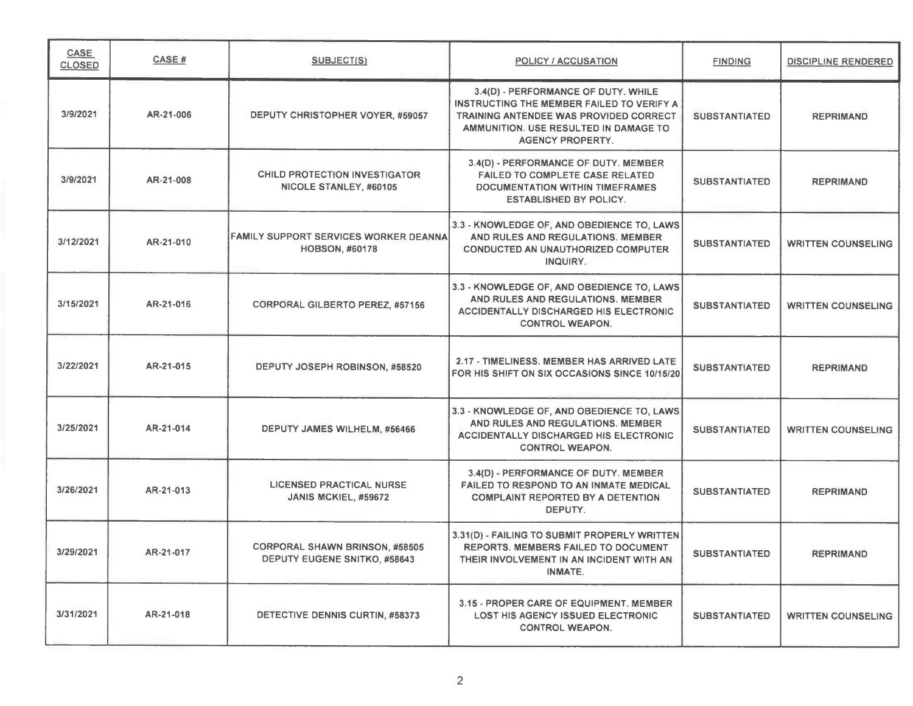| CASE CLOSED | CASE # | SUBJECT(S) | POLICY / ACCUSATION | FINDING | DISCIPLINE RENDERED |
|---|---|---|---|---|---|
| 3/9/2021 | AR-21-006 | DEPUTY CHRISTOPHER VOYER, #59057 | 3.4(D) - PERFORMANCE OF DUTY. WHILE INSTRUCTING THE MEMBER FAILED TO VERIFY A TRAINING ANTENDEE WAS PROVIDED CORRECT AMMUNITION. USE RESULTED IN DAMAGE TO AGENCY PROPERTY. | SUBSTANTIATED | REPRIMAND |
| 3/9/2021 | AR-21-008 | CHILD PROTECTION INVESTIGATOR NICOLE STANLEY, #60105 | 3.4(D) - PERFORMANCE OF DUTY. MEMBER FAILED TO COMPLETE CASE RELATED DOCUMENTATION WITHIN TIMEFRAMES ESTABLISHED BY POLICY. | SUBSTANTIATED | REPRIMAND |
| 3/12/2021 | AR-21-010 | FAMILY SUPPORT SERVICES WORKER DEANNA HOBSON, #60178 | 3.3 - KNOWLEDGE OF, AND OBEDIENCE TO, LAWS AND RULES AND REGULATIONS. MEMBER CONDUCTED AN UNAUTHORIZED COMPUTER INQUIRY. | SUBSTANTIATED | WRITTEN COUNSELING |
| 3/15/2021 | AR-21-016 | CORPORAL GILBERTO PEREZ, #57156 | 3.3 - KNOWLEDGE OF, AND OBEDIENCE TO, LAWS AND RULES AND REGULATIONS. MEMBER ACCIDENTALLY DISCHARGED HIS ELECTRONIC CONTROL WEAPON. | SUBSTANTIATED | WRITTEN COUNSELING |
| 3/22/2021 | AR-21-015 | DEPUTY JOSEPH ROBINSON, #58520 | 2.17 - TIMELINESS. MEMBER HAS ARRIVED LATE FOR HIS SHIFT ON SIX OCCASIONS SINCE 10/15/20 | SUBSTANTIATED | REPRIMAND |
| 3/25/2021 | AR-21-014 | DEPUTY JAMES WILHELM, #56466 | 3.3 - KNOWLEDGE OF, AND OBEDIENCE TO, LAWS AND RULES AND REGULATIONS. MEMBER ACCIDENTALLY DISCHARGED HIS ELECTRONIC CONTROL WEAPON. | SUBSTANTIATED | WRITTEN COUNSELING |
| 3/26/2021 | AR-21-013 | LICENSED PRACTICAL NURSE JANIS MCKIEL, #59672 | 3.4(D) - PERFORMANCE OF DUTY. MEMBER FAILED TO RESPOND TO AN INMATE MEDICAL COMPLAINT REPORTED BY A DETENTION DEPUTY. | SUBSTANTIATED | REPRIMAND |
| 3/29/2021 | AR-21-017 | CORPORAL SHAWN BRINSON, #58505<br>DEPUTY EUGENE SNITKO, #58643 | 3.31(D) - FAILING TO SUBMIT PROPERLY WRITTEN REPORTS. MEMBERS FAILED TO DOCUMENT THEIR INVOLVEMENT IN AN INCIDENT WITH AN INMATE. | SUBSTANTIATED | REPRIMAND |
| 3/31/2021 | AR-21-018 | DETECTIVE DENNIS CURTIN, #58373 | 3.15 - PROPER CARE OF EQUIPMENT. MEMBER LOST HIS AGENCY ISSUED ELECTRONIC CONTROL WEAPON. | SUBSTANTIATED | WRITTEN COUNSELING |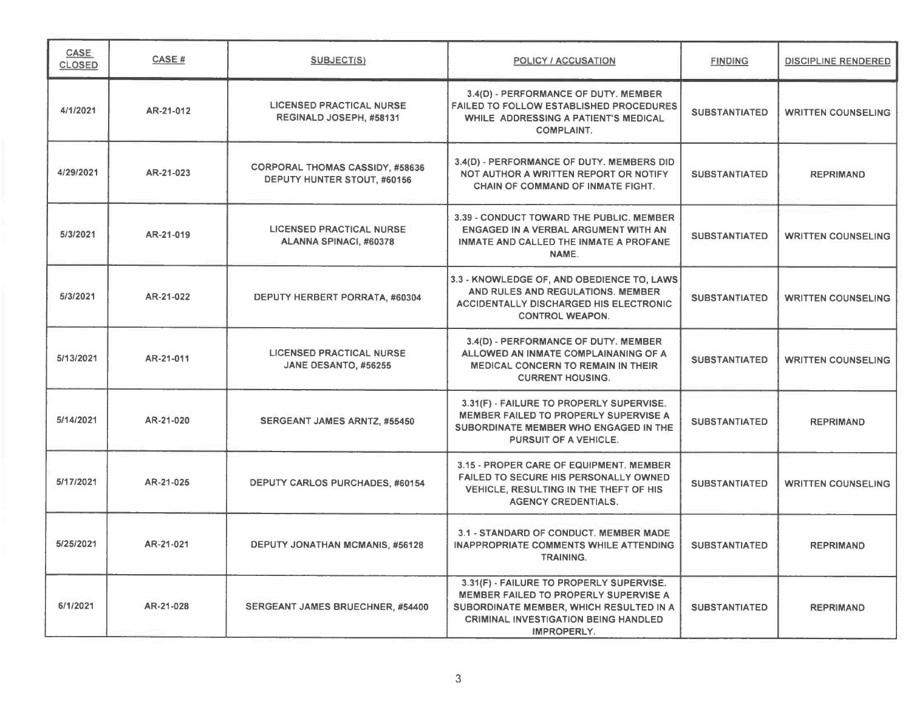| CASE CLOSED | CASE # | SUBJECT(S) | POLICY / ACCUSATION | FINDING | DISCIPLINE RENDERED |
|---|---|---|---|---|---|
| 4/1/2021 | AR-21-012 | LICENSED PRACTICAL NURSE REGINALD JOSEPH, #58131 | 3.4(D) - PERFORMANCE OF DUTY. MEMBER FAILED TO FOLLOW ESTABLISHED PROCEDURES WHILE ADDRESSING A PATIENT'S MEDICAL COMPLAINT. | SUBSTANTIATED | WRITTEN COUNSELING |
| 4/29/2021 | AR-21-023 | CORPORAL THOMAS CASSIDY, #58636 DEPUTY HUNTER STOUT, #60156 | 3.4(D) - PERFORMANCE OF DUTY. MEMBERS DID NOT AUTHOR A WRITTEN REPORT OR NOTIFY CHAIN OF COMMAND OF INMATE FIGHT. | SUBSTANTIATED | REPRIMAND |
| 5/3/2021 | AR-21-019 | LICENSED PRACTICAL NURSE ALANNA SPINACI, #60378 | 3.39 - CONDUCT TOWARD THE PUBLIC. MEMBER ENGAGED IN A VERBAL ARGUMENT WITH AN INMATE AND CALLED THE INMATE A PROFANE NAME. | SUBSTANTIATED | WRITTEN COUNSELING |
| 5/3/2021 | AR-21-022 | DEPUTY HERBERT PORRATA, #60304 | 3.3 - KNOWLEDGE OF, AND OBEDIENCE TO, LAWS AND RULES AND REGULATIONS. MEMBER ACCIDENTALLY DISCHARGED HIS ELECTRONIC CONTROL WEAPON. | SUBSTANTIATED | WRITTEN COUNSELING |
| 5/13/2021 | AR-21-011 | LICENSED PRACTICAL NURSE JANE DESANTO, #56255 | 3.4(D) - PERFORMANCE OF DUTY. MEMBER ALLOWED AN INMATE COMPLAINANING OF A MEDICAL CONCERN TO REMAIN IN THEIR CURRENT HOUSING. | SUBSTANTIATED | WRITTEN COUNSELING |
| 5/14/2021 | AR-21-020 | SERGEANT JAMES ARNTZ, #55450 | 3.31(F) - FAILURE TO PROPERLY SUPERVISE. MEMBER FAILED TO PROPERLY SUPERVISE A SUBORDINATE MEMBER WHO ENGAGED IN THE PURSUIT OF A VEHICLE. | SUBSTANTIATED | REPRIMAND |
| 5/17/2021 | AR-21-025 | DEPUTY CARLOS PURCHADES, #60154 | 3.15 - PROPER CARE OF EQUIPMENT. MEMBER FAILED TO SECURE HIS PERSONALLY OWNED VEHICLE, RESULTING IN THE THEFT OF HIS AGENCY CREDENTIALS. | SUBSTANTIATED | WRITTEN COUNSELING |
| 5/25/2021 | AR-21-021 | DEPUTY JONATHAN MCMANIS, #56128 | 3.1 - STANDARD OF CONDUCT. MEMBER MADE INAPPROPRIATE COMMENTS WHILE ATTENDING TRAINING. | SUBSTANTIATED | REPRIMAND |
| 6/1/2021 | AR-21-028 | SERGEANT JAMES BRUECHNER, #54400 | 3.31(F) - FAILURE TO PROPERLY SUPERVISE. MEMBER FAILED TO PROPERLY SUPERVISE A SUBORDINATE MEMBER, WHICH RESULTED IN A CRIMINAL INVESTIGATION BEING HANDLED IMPROPERLY. | SUBSTANTIATED | REPRIMAND |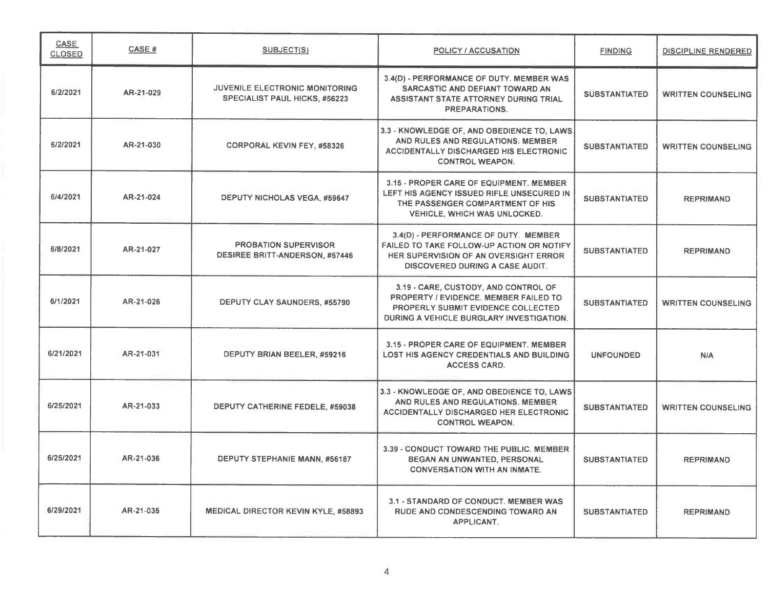| CASE CLOSED | CASE # | SUBJECT(S) | POLICY / ACCUSATION | FINDING | DISCIPLINE RENDERED |
|---|---|---|---|---|---|
| 6/2/2021 | AR-21-029 | JUVENILE ELECTRONIC MONITORING SPECIALIST PAUL HICKS, #56223 | 3.4(D) - PERFORMANCE OF DUTY. MEMBER WAS SARCASTIC AND DEFIANT TOWARD AN ASSISTANT STATE ATTORNEY DURING TRIAL PREPARATIONS. | SUBSTANTIATED | WRITTEN COUNSELING |
| 6/2/2021 | AR-21-030 | CORPORAL KEVIN FEY, #58326 | 3.3 - KNOWLEDGE OF, AND OBEDIENCE TO, LAWS AND RULES AND REGULATIONS. MEMBER ACCIDENTALLY DISCHARGED HIS ELECTRONIC CONTROL WEAPON. | SUBSTANTIATED | WRITTEN COUNSELING |
| 6/4/2021 | AR-21-024 | DEPUTY NICHOLAS VEGA, #59647 | 3.15 - PROPER CARE OF EQUIPMENT. MEMBER LEFT HIS AGENCY ISSUED RIFLE UNSECURED IN THE PASSENGER COMPARTMENT OF HIS VEHICLE, WHICH WAS UNLOCKED. | SUBSTANTIATED | REPRIMAND |
| 6/8/2021 | AR-21-027 | PROBATION SUPERVISOR DESIREE BRITT-ANDERSON, #57446 | 3.4(D) - PERFORMANCE OF DUTY. MEMBER FAILED TO TAKE FOLLOW-UP ACTION OR NOTIFY HER SUPERVISION OF AN OVERSIGHT ERROR DISCOVERED DURING A CASE AUDIT. | SUBSTANTIATED | REPRIMAND |
| 6/1/2021 | AR-21-026 | DEPUTY CLAY SAUNDERS, #55790 | 3.19 - CARE, CUSTODY, AND CONTROL OF PROPERTY / EVIDENCE. MEMBER FAILED TO PROPERLY SUBMIT EVIDENCE COLLECTED DURING A VEHICLE BURGLARY INVESTIGATION. | SUBSTANTIATED | WRITTEN COUNSELING |
| 6/21/2021 | AR-21-031 | DEPUTY BRIAN BEELER, #59216 | 3.15 - PROPER CARE OF EQUIPMENT. MEMBER LOST HIS AGENCY CREDENTIALS AND BUILDING ACCESS CARD. | UNFOUNDED | N/A |
| 6/25/2021 | AR-21-033 | DEPUTY CATHERINE FEDELE, #59038 | 3.3 - KNOWLEDGE OF, AND OBEDIENCE TO, LAWS AND RULES AND REGULATIONS. MEMBER ACCIDENTALLY DISCHARGED HER ELECTRONIC CONTROL WEAPON. | SUBSTANTIATED | WRITTEN COUNSELING |
| 6/25/2021 | AR-21-036 | DEPUTY STEPHANIE MANN, #56187 | 3.39 - CONDUCT TOWARD THE PUBLIC. MEMBER BEGAN AN UNWANTED, PERSONAL CONVERSATION WITH AN INMATE. | SUBSTANTIATED | REPRIMAND |
| 6/29/2021 | AR-21-035 | MEDICAL DIRECTOR KEVIN KYLE, #58893 | 3.1 - STANDARD OF CONDUCT. MEMBER WAS RUDE AND CONDESCENDING TOWARD AN APPLICANT. | SUBSTANTIATED | REPRIMAND |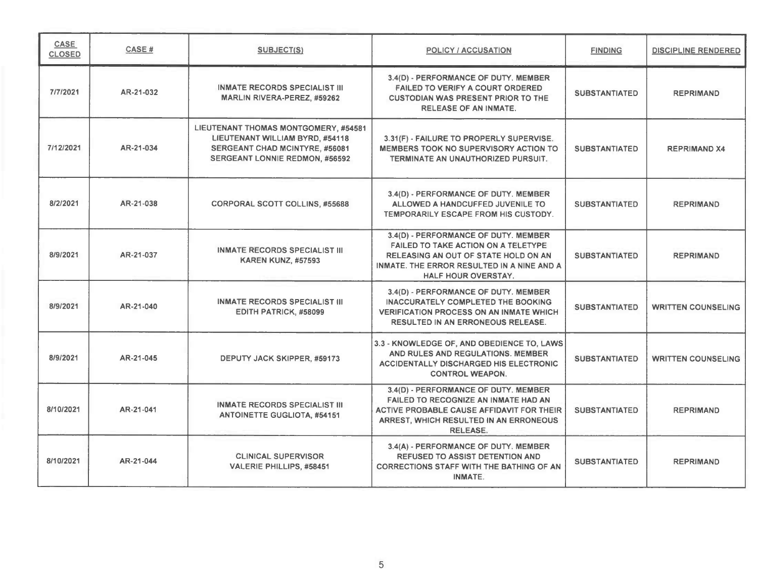| CASE CLOSED | CASE # | SUBJECT(S) | POLICY / ACCUSATION | FINDING | DISCIPLINE RENDERED |
|---|---|---|---|---|---|
| 7/7/2021 | AR-21-032 | INMATE RECORDS SPECIALIST III MARLIN RIVERA-PEREZ, #59262 | 3.4(D) - PERFORMANCE OF DUTY. MEMBER FAILED TO VERIFY A COURT ORDERED CUSTODIAN WAS PRESENT PRIOR TO THE RELEASE OF AN INMATE. | SUBSTANTIATED | REPRIMAND |
| 7/12/2021 | AR-21-034 | LIEUTENANT THOMAS MONTGOMERY, #54581<br>LIEUTENANT WILLIAM BYRD, #54118<br>SERGEANT CHAD MCINTYRE, #56081<br>SERGEANT LONNIE REDMON, #56592 | 3.31(F) - FAILURE TO PROPERLY SUPERVISE. MEMBERS TOOK NO SUPERVISORY ACTION TO TERMINATE AN UNAUTHORIZED PURSUIT. | SUBSTANTIATED | REPRIMAND X4 |
| 8/2/2021 | AR-21-038 | CORPORAL SCOTT COLLINS, #55688 | 3.4(D) - PERFORMANCE OF DUTY. MEMBER ALLOWED A HANDCUFFED JUVENILE TO TEMPORARILY ESCAPE FROM HIS CUSTODY. | SUBSTANTIATED | REPRIMAND |
| 8/9/2021 | AR-21-037 | INMATE RECORDS SPECIALIST III KAREN KUNZ, #57593 | 3.4(D) - PERFORMANCE OF DUTY. MEMBER FAILED TO TAKE ACTION ON A TELETYPE RELEASING AN OUT OF STATE HOLD ON AN INMATE. THE ERROR RESULTED IN A NINE AND A HALF HOUR OVERSTAY. | SUBSTANTIATED | REPRIMAND |
| 8/9/2021 | AR-21-040 | INMATE RECORDS SPECIALIST III EDITH PATRICK, #58099 | 3.4(D) - PERFORMANCE OF DUTY. MEMBER INACCURATELY COMPLETED THE BOOKING VERIFICATION PROCESS ON AN INMATE WHICH RESULTED IN AN ERRONEOUS RELEASE. | SUBSTANTIATED | WRITTEN COUNSELING |
| 8/9/2021 | AR-21-045 | DEPUTY JACK SKIPPER, #59173 | 3.3 - KNOWLEDGE OF, AND OBEDIENCE TO, LAWS AND RULES AND REGULATIONS. MEMBER ACCIDENTALLY DISCHARGED HIS ELECTRONIC CONTROL WEAPON. | SUBSTANTIATED | WRITTEN COUNSELING |
| 8/10/2021 | AR-21-041 | INMATE RECORDS SPECIALIST III ANTOINETTE GUGLIOTA, #54151 | 3.4(D) - PERFORMANCE OF DUTY. MEMBER FAILED TO RECOGNIZE AN INMATE HAD AN ACTIVE PROBABLE CAUSE AFFIDAVIT FOR THEIR ARREST, WHICH RESULTED IN AN ERRONEOUS RELEASE. | SUBSTANTIATED | REPRIMAND |
| 8/10/2021 | AR-21-044 | CLINICAL SUPERVISOR VALERIE PHILLIPS, #58451 | 3.4(A) - PERFORMANCE OF DUTY. MEMBER REFUSED TO ASSIST DETENTION AND CORRECTIONS STAFF WITH THE BATHING OF AN INMATE. | SUBSTANTIATED | REPRIMAND |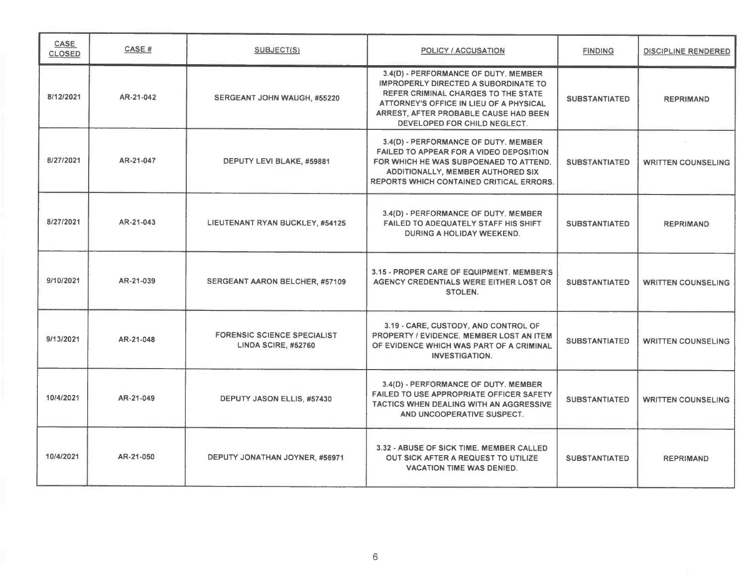| CASE CLOSED | CASE # | SUBJECT(S) | POLICY / ACCUSATION | FINDING | DISCIPLINE RENDERED |
|---|---|---|---|---|---|
| 8/12/2021 | AR-21-042 | SERGEANT JOHN WAUGH, #55220 | 3.4(D) - PERFORMANCE OF DUTY. MEMBER IMPROPERLY DIRECTED A SUBORDINATE TO REFER CRIMINAL CHARGES TO THE STATE ATTORNEY'S OFFICE IN LIEU OF A PHYSICAL ARREST, AFTER PROBABLE CAUSE HAD BEEN DEVELOPED FOR CHILD NEGLECT. | SUBSTANTIATED | REPRIMAND |
| 8/27/2021 | AR-21-047 | DEPUTY LEVI BLAKE, #59881 | 3.4(D) - PERFORMANCE OF DUTY. MEMBER FAILED TO APPEAR FOR A VIDEO DEPOSITION FOR WHICH HE WAS SUBPOENAED TO ATTEND. ADDITIONALLY, MEMBER AUTHORED SIX REPORTS WHICH CONTAINED CRITICAL ERRORS. | SUBSTANTIATED | WRITTEN COUNSELING |
| 8/27/2021 | AR-21-043 | LIEUTENANT RYAN BUCKLEY, #54125 | 3.4(D) - PERFORMANCE OF DUTY. MEMBER FAILED TO ADEQUATELY STAFF HIS SHIFT DURING A HOLIDAY WEEKEND. | SUBSTANTIATED | REPRIMAND |
| 9/10/2021 | AR-21-039 | SERGEANT AARON BELCHER, #57109 | 3.15 - PROPER CARE OF EQUIPMENT. MEMBER'S AGENCY CREDENTIALS WERE EITHER LOST OR STOLEN. | SUBSTANTIATED | WRITTEN COUNSELING |
| 9/13/2021 | AR-21-048 | FORENSIC SCIENCE SPECIALIST LINDA SCIRE, #52760 | 3.19 - CARE, CUSTODY, AND CONTROL OF PROPERTY / EVIDENCE. MEMBER LOST AN ITEM OF EVIDENCE WHICH WAS PART OF A CRIMINAL INVESTIGATION. | SUBSTANTIATED | WRITTEN COUNSELING |
| 10/4/2021 | AR-21-049 | DEPUTY JASON ELLIS, #57430 | 3.4(D) - PERFORMANCE OF DUTY. MEMBER FAILED TO USE APPROPRIATE OFFICER SAFETY TACTICS WHEN DEALING WITH AN AGGRESSIVE AND UNCOOPERATIVE SUSPECT. | SUBSTANTIATED | WRITTEN COUNSELING |
| 10/4/2021 | AR-21-050 | DEPUTY JONATHAN JOYNER, #56971 | 3.32 - ABUSE OF SICK TIME. MEMBER CALLED OUT SICK AFTER A REQUEST TO UTILIZE VACATION TIME WAS DENIED. | SUBSTANTIATED | REPRIMAND |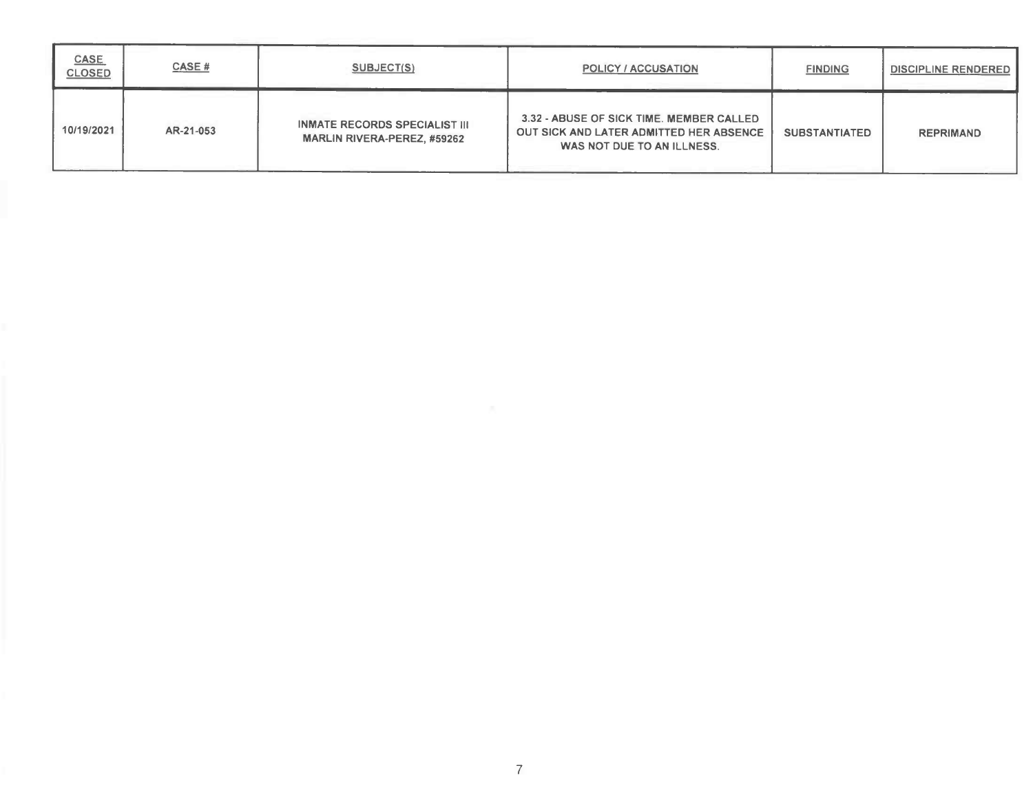| CASE CLOSED | CASE # | SUBJECT(S) | POLICY / ACCUSATION | FINDING | DISCIPLINE RENDERED |
| --- | --- | --- | --- | --- | --- |
| 10/19/2021 | AR-21-053 | INMATE RECORDS SPECIALIST III MARLIN RIVERA-PEREZ, #59262 | 3.32 - ABUSE OF SICK TIME. MEMBER CALLED OUT SICK AND LATER ADMITTED HER ABSENCE WAS NOT DUE TO AN ILLNESS. | SUBSTANTIATED | REPRIMAND |